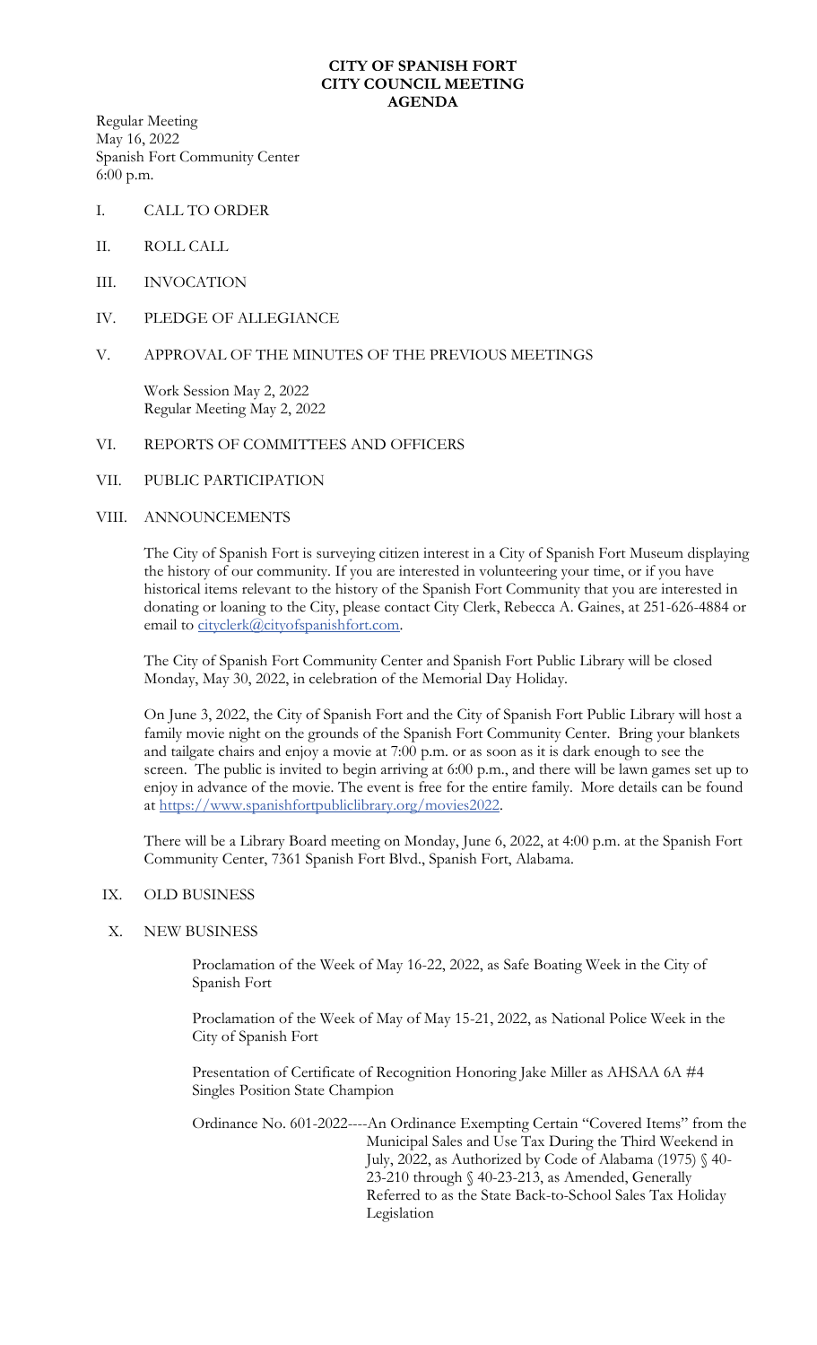# CITY OF SPANISH FORT
## CITY COUNCIL MEETING
## AGENDA

Regular Meeting
May 16, 2022
Spanish Fort Community Center
6:00 p.m.

I. CALL TO ORDER

II. ROLL CALL

III. INVOCATION

IV. PLEDGE OF ALLEGIANCE

V. APPROVAL OF THE MINUTES OF THE PREVIOUS MEETINGS

Work Session May 2, 2022
Regular Meeting May 2, 2022

VI. REPORTS OF COMMITTEES AND OFFICERS

VII. PUBLIC PARTICIPATION

VIII. ANNOUNCEMENTS

The City of Spanish Fort is surveying citizen interest in a City of Spanish Fort Museum displaying the history of our community. If you are interested in volunteering your time, or if you have historical items relevant to the history of the Spanish Fort Community that you are interested in donating or loaning to the City, please contact City Clerk, Rebecca A. Gaines, at 251-626-4884 or email to cityclerk@cityofspanishfort.com.

The City of Spanish Fort Community Center and Spanish Fort Public Library will be closed Monday, May 30, 2022, in celebration of the Memorial Day Holiday.

On June 3, 2022, the City of Spanish Fort and the City of Spanish Fort Public Library will host a family movie night on the grounds of the Spanish Fort Community Center. Bring your blankets and tailgate chairs and enjoy a movie at 7:00 p.m. or as soon as it is dark enough to see the screen. The public is invited to begin arriving at 6:00 p.m., and there will be lawn games set up to enjoy in advance of the movie. The event is free for the entire family. More details can be found at https://www.spanishfortpubliclibrary.org/movies2022.

There will be a Library Board meeting on Monday, June 6, 2022, at 4:00 p.m. at the Spanish Fort Community Center, 7361 Spanish Fort Blvd., Spanish Fort, Alabama.

IX. OLD BUSINESS

X. NEW BUSINESS

Proclamation of the Week of May 16-22, 2022, as Safe Boating Week in the City of Spanish Fort

Proclamation of the Week of May of May 15-21, 2022, as National Police Week in the City of Spanish Fort

Presentation of Certificate of Recognition Honoring Jake Miller as AHSAA 6A #4 Singles Position State Champion

Ordinance No. 601-2022----An Ordinance Exempting Certain "Covered Items" from the Municipal Sales and Use Tax During the Third Weekend in July, 2022, as Authorized by Code of Alabama (1975) § 40-23-210 through § 40-23-213, as Amended, Generally Referred to as the State Back-to-School Sales Tax Holiday Legislation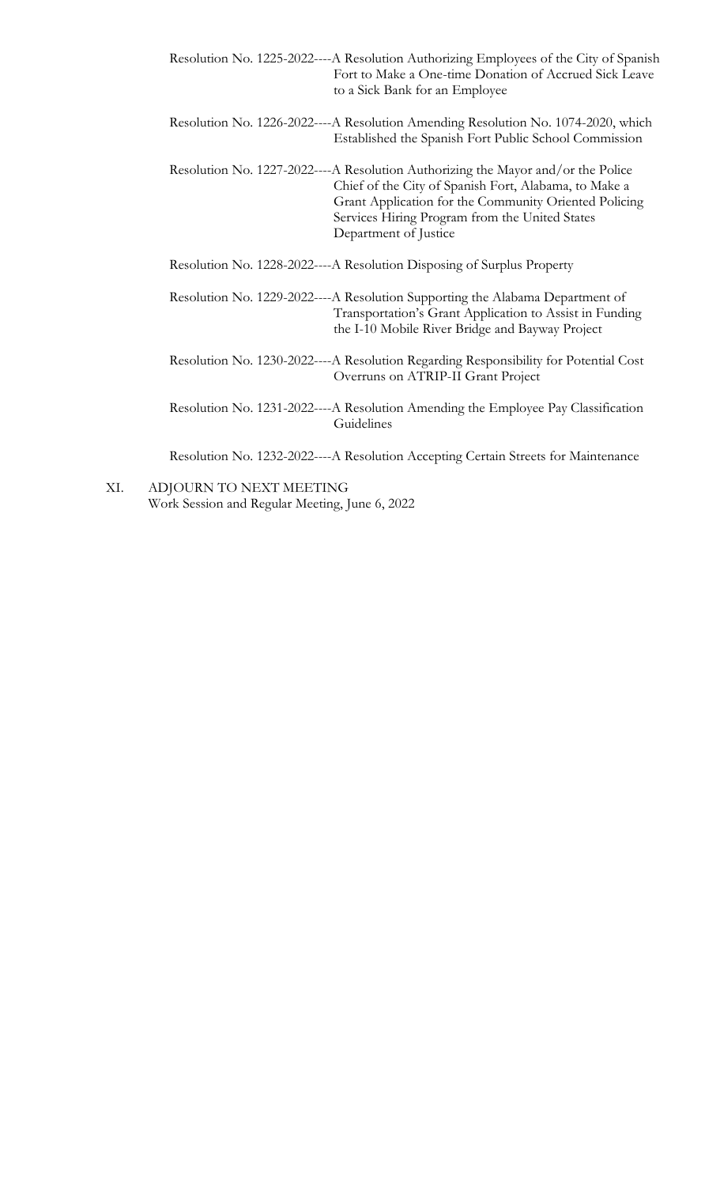Resolution No. 1225-2022----A Resolution Authorizing Employees of the City of Spanish Fort to Make a One-time Donation of Accrued Sick Leave to a Sick Bank for an Employee

Resolution No. 1226-2022----A Resolution Amending Resolution No. 1074-2020, which Established the Spanish Fort Public School Commission

Resolution No. 1227-2022----A Resolution Authorizing the Mayor and/or the Police Chief of the City of Spanish Fort, Alabama, to Make a Grant Application for the Community Oriented Policing Services Hiring Program from the United States Department of Justice

Resolution No. 1228-2022----A Resolution Disposing of Surplus Property

Resolution No. 1229-2022----A Resolution Supporting the Alabama Department of Transportation's Grant Application to Assist in Funding the I-10 Mobile River Bridge and Bayway Project

Resolution No. 1230-2022----A Resolution Regarding Responsibility for Potential Cost Overruns on ATRIP-II Grant Project

Resolution No. 1231-2022----A Resolution Amending the Employee Pay Classification Guidelines

Resolution No. 1232-2022----A Resolution Accepting Certain Streets for Maintenance

XI. ADJOURN TO NEXT MEETING
Work Session and Regular Meeting, June 6, 2022